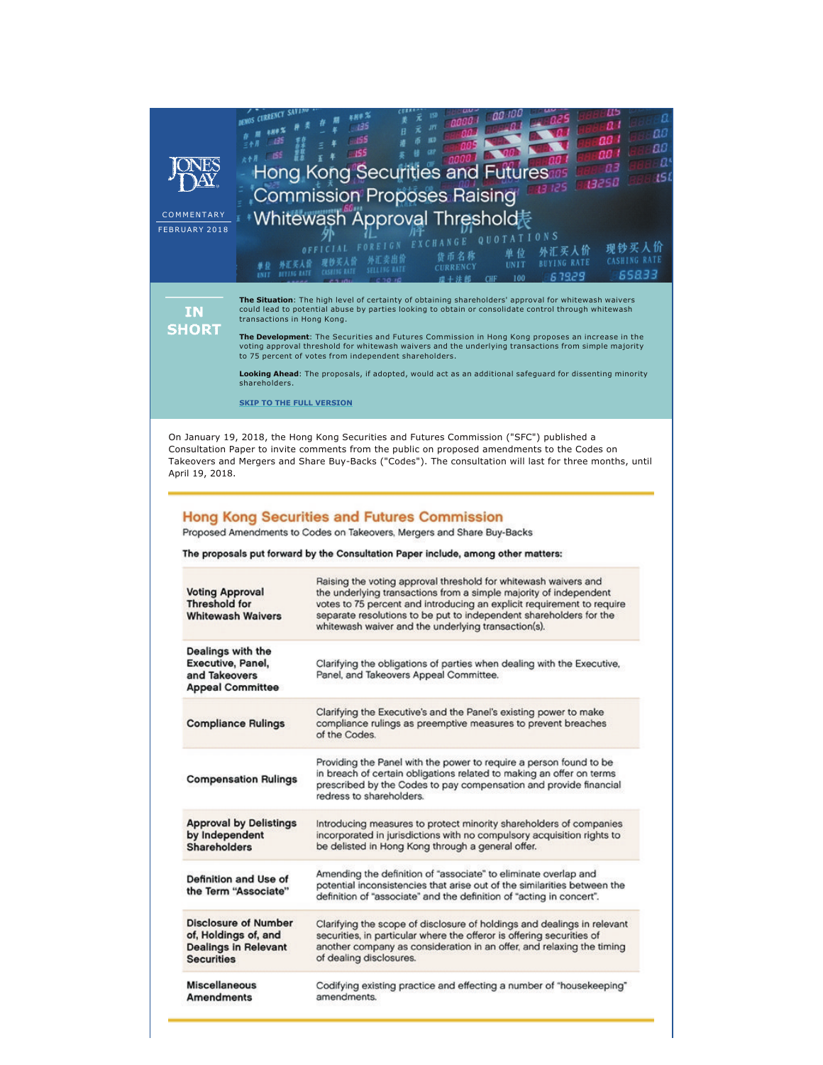JONES DAY

COMMENTARY

FEBRUARY 2018

# Hong Kong Securities and Futures Commission Proposes Raising Whitewash Approval Threshold

## IN SHORT

**The Situation**: The high level of certainty of obtaining shareholders' approval for whitewash waivers could lead to potential abuse by parties looking to obtain or consolidate control through whitewash transactions in Hong Kong.

**The Development**: The Securities and Futures Commission in Hong Kong proposes an increase in the voting approval threshold for whitewash waivers and the underlying transactions from simple majority to 75 percent of votes from independent shareholders.

**Looking Ahead**: The proposals, if adopted, would act as an additional safeguard for dissenting minority shareholders.

**SKIP TO THE FULL VERSION**

On January 19, 2018, the Hong Kong Securities and Futures Commission ("SFC") published a Consultation Paper to invite comments from the public on proposed amendments to the Codes on Takeovers and Mergers and Share Buy-Backs ("Codes"). The consultation will last for three months, until April 19, 2018.

## Hong Kong Securities and Futures Commission

Proposed Amendments to Codes on Takeovers, Mergers and Share Buy-Backs

**The proposals put forward by the Consultation Paper include, among other matters:**

| | |
|---|---|
| **Voting Approval Threshold for Whitewash Waivers** | Raising the voting approval threshold for whitewash waivers and the underlying transactions from a simple majority of independent votes to 75 percent and introducing an explicit requirement to require separate resolutions to be put to independent shareholders for the whitewash waiver and the underlying transaction(s). |
| **Dealings with the Executive, Panel, and Takeovers Appeal Committee** | Clarifying the obligations of parties when dealing with the Executive, Panel, and Takeovers Appeal Committee. |
| **Compliance Rulings** | Clarifying the Executive's and the Panel's existing power to make compliance rulings as preemptive measures to prevent breaches of the Codes. |
| **Compensation Rulings** | Providing the Panel with the power to require a person found to be in breach of certain obligations related to making an offer on terms prescribed by the Codes to pay compensation and provide financial redress to shareholders. |
| **Approval by Delistings by Independent Shareholders** | Introducing measures to protect minority shareholders of companies incorporated in jurisdictions with no compulsory acquisition rights to be delisted in Hong Kong through a general offer. |
| **Definition and Use of the Term "Associate"** | Amending the definition of "associate" to eliminate overlap and potential inconsistencies that arise out of the similarities between the definition of "associate" and the definition of "acting in concert". |
| **Disclosure of Number of, Holdings of, and Dealings in Relevant Securities** | Clarifying the scope of disclosure of holdings and dealings in relevant securities, in particular where the offeror is offering securities of another company as consideration in an offer, and relaxing the timing of dealing disclosures. |
| **Miscellaneous Amendments** | Codifying existing practice and effecting a number of "housekeeping" amendments. |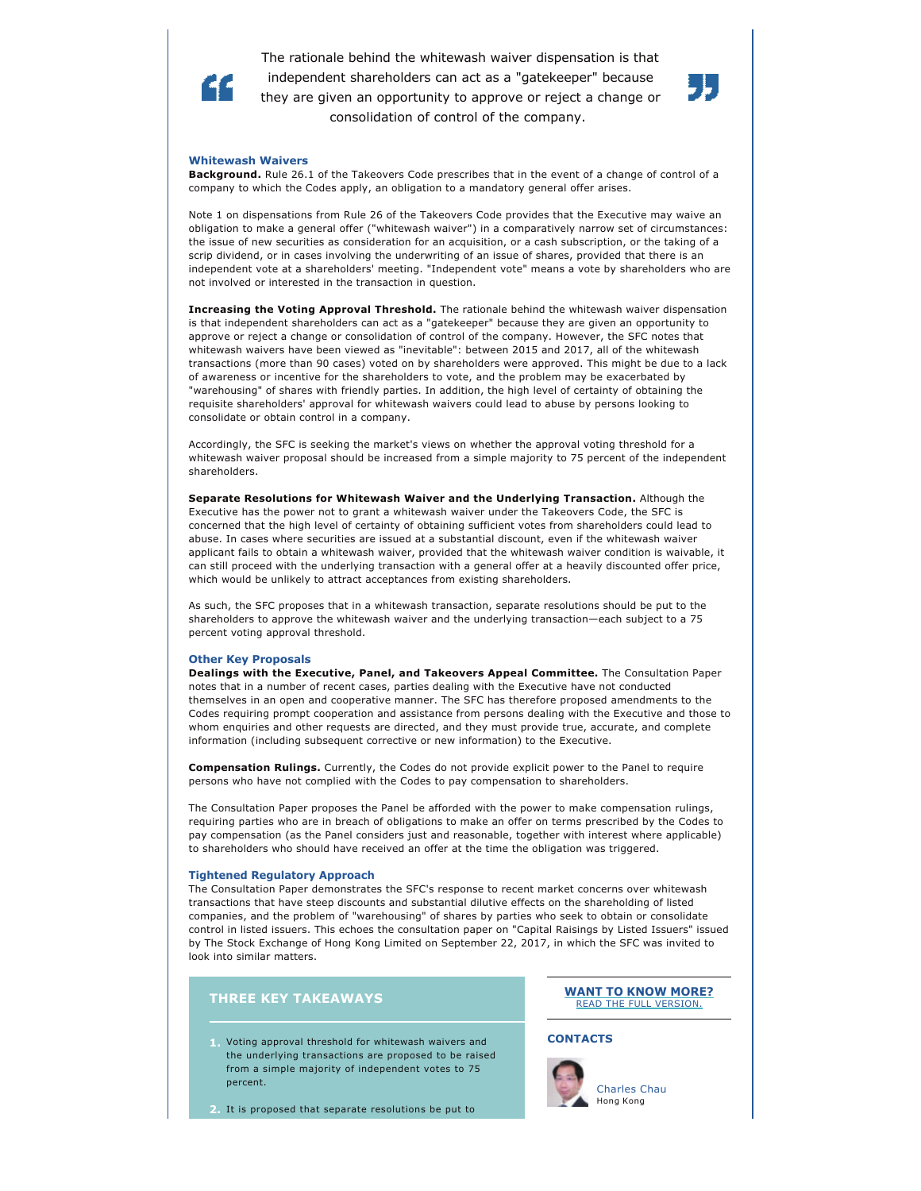> The rationale behind the whitewash waiver dispensation is that independent shareholders can act as a "gatekeeper" because they are given an opportunity to approve or reject a change or consolidation of control of the company.

### Whitewash Waivers

**Background.** Rule 26.1 of the Takeovers Code prescribes that in the event of a change of control of a company to which the Codes apply, an obligation to a mandatory general offer arises.

Note 1 on dispensations from Rule 26 of the Takeovers Code provides that the Executive may waive an obligation to make a general offer ("whitewash waiver") in a comparatively narrow set of circumstances: the issue of new securities as consideration for an acquisition, or a cash subscription, or the taking of a scrip dividend, or in cases involving the underwriting of an issue of shares, provided that there is an independent vote at a shareholders' meeting. "Independent vote" means a vote by shareholders who are not involved or interested in the transaction in question.

**Increasing the Voting Approval Threshold.** The rationale behind the whitewash waiver dispensation is that independent shareholders can act as a "gatekeeper" because they are given an opportunity to approve or reject a change or consolidation of control of the company. However, the SFC notes that whitewash waivers have been viewed as "inevitable": between 2015 and 2017, all of the whitewash transactions (more than 90 cases) voted on by shareholders were approved. This might be due to a lack of awareness or incentive for the shareholders to vote, and the problem may be exacerbated by "warehousing" of shares with friendly parties. In addition, the high level of certainty of obtaining the requisite shareholders' approval for whitewash waivers could lead to abuse by persons looking to consolidate or obtain control in a company.

Accordingly, the SFC is seeking the market's views on whether the approval voting threshold for a whitewash waiver proposal should be increased from a simple majority to 75 percent of the independent shareholders.

**Separate Resolutions for Whitewash Waiver and the Underlying Transaction.** Although the Executive has the power not to grant a whitewash waiver under the Takeovers Code, the SFC is concerned that the high level of certainty of obtaining sufficient votes from shareholders could lead to abuse. In cases where securities are issued at a substantial discount, even if the whitewash waiver applicant fails to obtain a whitewash waiver, provided that the whitewash waiver condition is waivable, it can still proceed with the underlying transaction with a general offer at a heavily discounted offer price, which would be unlikely to attract acceptances from existing shareholders.

As such, the SFC proposes that in a whitewash transaction, separate resolutions should be put to the shareholders to approve the whitewash waiver and the underlying transaction—each subject to a 75 percent voting approval threshold.

### Other Key Proposals

**Dealings with the Executive, Panel, and Takeovers Appeal Committee.** The Consultation Paper notes that in a number of recent cases, parties dealing with the Executive have not conducted themselves in an open and cooperative manner. The SFC has therefore proposed amendments to the Codes requiring prompt cooperation and assistance from persons dealing with the Executive and those to whom enquiries and other requests are directed, and they must provide true, accurate, and complete information (including subsequent corrective or new information) to the Executive.

**Compensation Rulings.** Currently, the Codes do not provide explicit power to the Panel to require persons who have not complied with the Codes to pay compensation to shareholders.

The Consultation Paper proposes the Panel be afforded with the power to make compensation rulings, requiring parties who are in breach of obligations to make an offer on terms prescribed by the Codes to pay compensation (as the Panel considers just and reasonable, together with interest where applicable) to shareholders who should have received an offer at the time the obligation was triggered.

### Tightened Regulatory Approach

The Consultation Paper demonstrates the SFC's response to recent market concerns over whitewash transactions that have steep discounts and substantial dilutive effects on the shareholding of listed companies, and the problem of "warehousing" of shares by parties who seek to obtain or consolidate control in listed issuers. This echoes the consultation paper on "Capital Raisings by Listed Issuers" issued by The Stock Exchange of Hong Kong Limited on September 22, 2017, in which the SFC was invited to look into similar matters.

## THREE KEY TAKEAWAYS

1. Voting approval threshold for whitewash waivers and the underlying transactions are proposed to be raised from a simple majority of independent votes to 75 percent.
2. It is proposed that separate resolutions be put to

**WANT TO KNOW MORE?**
READ THE FULL VERSION.

**CONTACTS**

Charles Chau
Hong Kong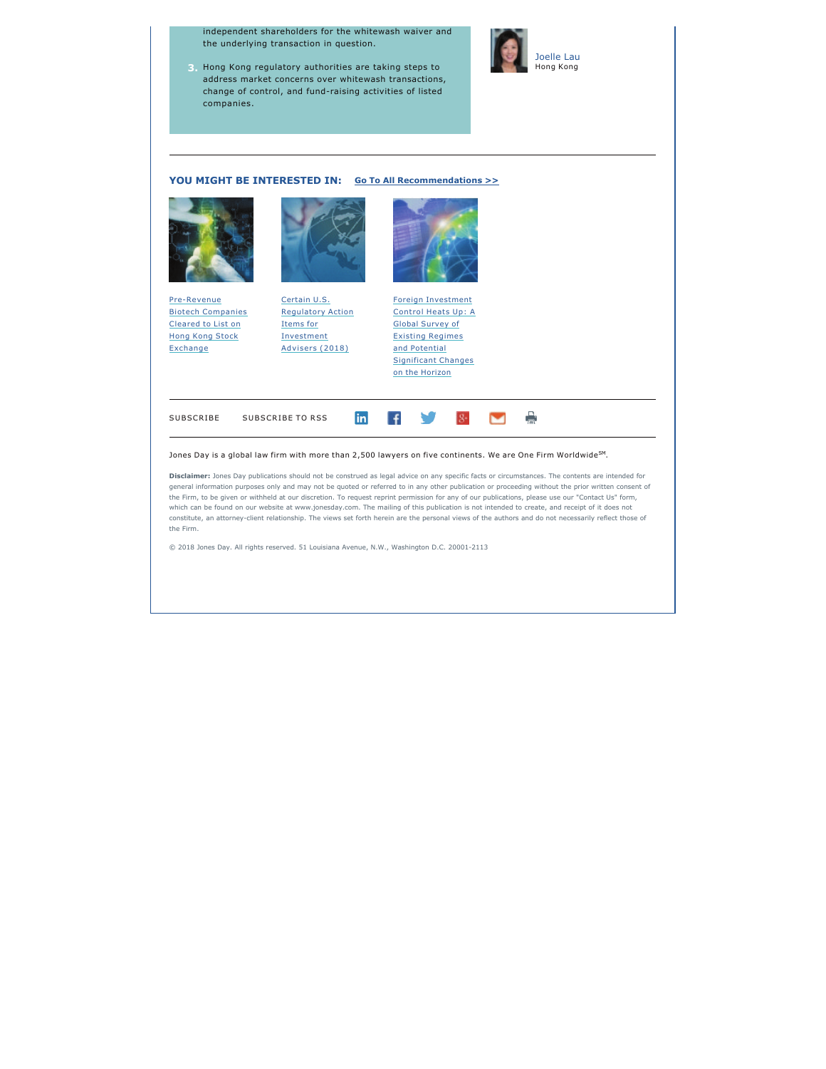independent shareholders for the whitewash waiver and the underlying transaction in question.

3. Hong Kong regulatory authorities are taking steps to address market concerns over whitewash transactions, change of control, and fund-raising activities of listed companies.

Joelle Lau
Hong Kong

**YOU MIGHT BE INTERESTED IN:** Go To All Recommendations >>

Pre-Revenue Biotech Companies Cleared to List on Hong Kong Stock Exchange

Certain U.S. Regulatory Action Items for Investment Advisers (2018)

Foreign Investment Control Heats Up: A Global Survey of Existing Regimes and Potential Significant Changes on the Horizon

SUBSCRIBE SUBSCRIBE TO RSS

Jones Day is a global law firm with more than 2,500 lawyers on five continents. We are One Firm Worldwide℠.

**Disclaimer:** Jones Day publications should not be construed as legal advice on any specific facts or circumstances. The contents are intended for general information purposes only and may not be quoted or referred to in any other publication or proceeding without the prior written consent of the Firm, to be given or withheld at our discretion. To request reprint permission for any of our publications, please use our "Contact Us" form, which can be found on our website at www.jonesday.com. The mailing of this publication is not intended to create, and receipt of it does not constitute, an attorney-client relationship. The views set forth herein are the personal views of the authors and do not necessarily reflect those of the Firm.

© 2018 Jones Day. All rights reserved. 51 Louisiana Avenue, N.W., Washington D.C. 20001-2113